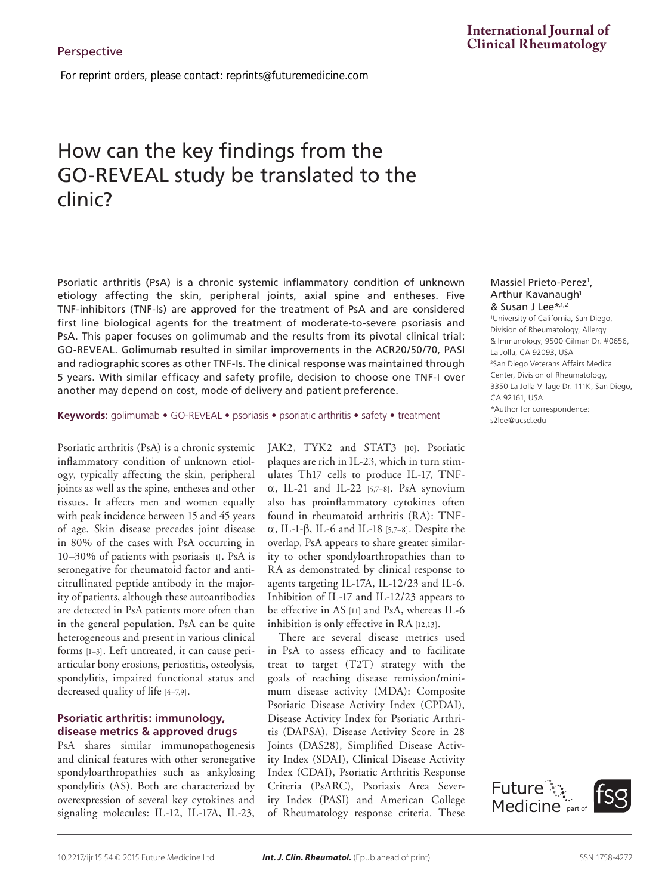Perspective

For reprint orders, please contact: reprints@futuremedicine.com

# How can the key findings from the GO-REVEAL study be translated to the clinic?

Massiel Prieto-Perez[1], Arthur Kavanaugh[1] & Susan J Lee*[1,2]

[1]University of California, San Diego, Division of Rheumatology, Allergy & Immunology, 9500 Gilman Dr. #0656, La Jolla, CA 92093, USA

[2]San Diego Veterans Affairs Medical Center, Division of Rheumatology, 3350 La Jolla Village Dr. 111K, San Diego, CA 92161, USA

*Author for correspondence: s2lee@ucsd.edu

Psoriatic arthritis (PsA) is a chronic systemic inflammatory condition of unknown etiology affecting the skin, peripheral joints, axial spine and entheses. Five TNF-inhibitors (TNF-Is) are approved for the treatment of PsA and are considered first line biological agents for the treatment of moderate-to-severe psoriasis and PsA. This paper focuses on golimumab and the results from its pivotal clinical trial: GO-REVEAL. Golimumab resulted in similar improvements in the ACR20/50/70, PASI and radiographic scores as other TNF-Is. The clinical response was maintained through 5 years. With similar efficacy and safety profile, decision to choose one TNF-I over another may depend on cost, mode of delivery and patient preference.

**Keywords:** golimumab • GO-REVEAL • psoriasis • psoriatic arthritis • safety • treatment

Psoriatic arthritis (PsA) is a chronic systemic inflammatory condition of unknown etiology, typically affecting the skin, peripheral joints as well as the spine, entheses and other tissues. It affects men and women equally with peak incidence between 15 and 45 years of age. Skin disease precedes joint disease in 80% of the cases with PsA occurring in 10–30% of patients with psoriasis [1]. PsA is seronegative for rheumatoid factor and anticitrullinated peptide antibody in the majority of patients, although these autoantibodies are detected in PsA patients more often than in the general population. PsA can be quite heterogeneous and present in various clinical forms [1–3]. Left untreated, it can cause periarticular bony erosions, periostitis, osteolysis, spondylitis, impaired functional status and decreased quality of life [4–7,9].

## Psoriatic arthritis: immunology, disease metrics & approved drugs

PsA shares similar immunopathogenesis and clinical features with other seronegative spondyloarthropathies such as ankylosing spondylitis (AS). Both are characterized by overexpression of several key cytokines and signaling molecules: IL-12, IL-17A, IL-23, JAK2, TYK2 and STAT3 [10]. Psoriatic plaques are rich in IL-23, which in turn stimulates Th17 cells to produce IL-17, TNF-α, IL-21 and IL-22 [5,7–8]. PsA synovium also has proinflammatory cytokines often found in rheumatoid arthritis (RA): TNF-α, IL-1-β, IL-6 and IL-18 [5,7–8]. Despite the overlap, PsA appears to share greater similarity to other spondyloarthropathies than to RA as demonstrated by clinical response to agents targeting IL-17A, IL-12/23 and IL-6. Inhibition of IL-17 and IL-12/23 appears to be effective in AS [11] and PsA, whereas IL-6 inhibition is only effective in RA [12,13].

There are several disease metrics used in PsA to assess efficacy and to facilitate treat to target (T2T) strategy with the goals of reaching disease remission/minimum disease activity (MDA): Composite Psoriatic Disease Activity Index (CPDAI), Disease Activity Index for Psoriatic Arthritis (DAPSA), Disease Activity Score in 28 Joints (DAS28), Simplified Disease Activity Index (SDAI), Clinical Disease Activity Index (CDAI), Psoriatic Arthritis Response Criteria (PsARC), Psoriasis Area Severity Index (PASI) and American College of Rheumatology response criteria. These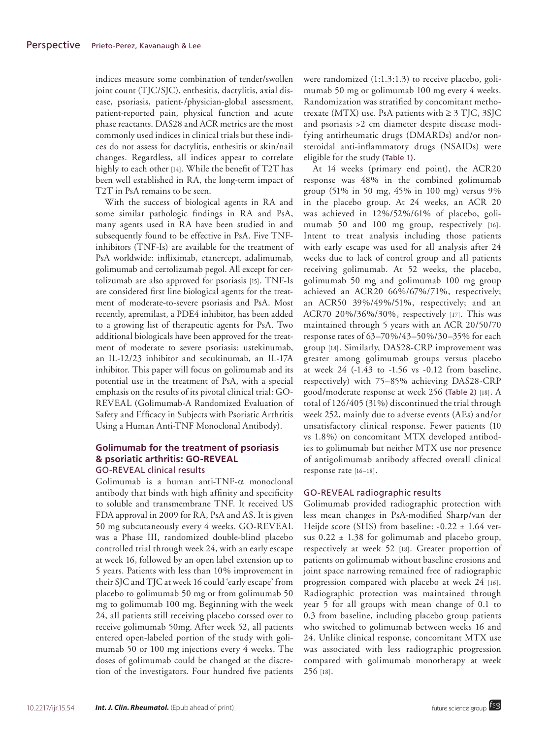indices measure some combination of tender/swollen joint count (TJC/SJC), enthesitis, dactylitis, axial disease, psoriasis, patient-/physician-global assessment, patient-reported pain, physical function and acute phase reactants. DAS28 and ACR metrics are the most commonly used indices in clinical trials but these indices do not assess for dactylitis, enthesitis or skin/nail changes. Regardless, all indices appear to correlate highly to each other [14]. While the benefit of T2T has been well established in RA, the long-term impact of T2T in PsA remains to be seen.

With the success of biological agents in RA and some similar pathologic findings in RA and PsA, many agents used in RA have been studied in and subsequently found to be effective in PsA. Five TNF-inhibitors (TNF-Is) are available for the treatment of PsA worldwide: infliximab, etanercept, adalimumab, golimumab and certolizumab pegol. All except for certolizumab are also approved for psoriasis [15]. TNF-Is are considered first line biological agents for the treatment of moderate-to-severe psoriasis and PsA. Most recently, apremilast, a PDE4 inhibitor, has been added to a growing list of therapeutic agents for PsA. Two additional biologicals have been approved for the treatment of moderate to severe psoriasis: ustekinumab, an IL-12/23 inhibitor and secukinumab, an IL-17A inhibitor. This paper will focus on golimumab and its potential use in the treatment of PsA, with a special emphasis on the results of its pivotal clinical trial: GO-REVEAL (Golimumab-A Randomized Evaluation of Safety and Efficacy in Subjects with Psoriatic Arthritis Using a Human Anti-TNF Monoclonal Antibody).

## Golimumab for the treatment of psoriasis & psoriatic arthritis: GO-REVEAL

### GO-REVEAL clinical results

Golimumab is a human anti-TNF-α monoclonal antibody that binds with high affinity and specificity to soluble and transmembrane TNF. It received US FDA approval in 2009 for RA, PsA and AS. It is given 50 mg subcutaneously every 4 weeks. GO-REVEAL was a Phase III, randomized double-blind placebo controlled trial through week 24, with an early escape at week 16, followed by an open label extension up to 5 years. Patients with less than 10% improvement in their SJC and TJC at week 16 could 'early escape' from placebo to golimumab 50 mg or from golimumab 50 mg to golimumab 100 mg. Beginning with the week 24, all patients still receiving placebo corssed over to receive golimumab 50mg. After week 52, all patients entered open-labeled portion of the study with golimumab 50 or 100 mg injections every 4 weeks. The doses of golimumab could be changed at the discretion of the investigators. Four hundred five patients were randomized (1:1.3:1.3) to receive placebo, golimumab 50 mg or golimumab 100 mg every 4 weeks. Randomization was stratified by concomitant methotrexate (MTX) use. PsA patients with ≥ 3 TJC, 3SJC and psoriasis >2 cm diameter despite disease modifying antirheumatic drugs (DMARDs) and/or non-steroidal anti-inflammatory drugs (NSAIDs) were eligible for the study (Table 1).

At 14 weeks (primary end point), the ACR20 response was 48% in the combined golimumab group (51% in 50 mg, 45% in 100 mg) versus 9% in the placebo group. At 24 weeks, an ACR 20 was achieved in 12%/52%/61% of placebo, golimumab 50 and 100 mg group, respectively [16]. Intent to treat analysis including those patients with early escape was used for all analysis after 24 weeks due to lack of control group and all patients receiving golimumab. At 52 weeks, the placebo, golimumab 50 mg and golimumab 100 mg group achieved an ACR20 66%/67%/71%, respectively; an ACR50 39%/49%/51%, respectively; and an ACR70 20%/36%/30%, respectively [17]. This was maintained through 5 years with an ACR 20/50/70 response rates of 63–70%/43–50%/30–35% for each group [18]. Similarly, DAS28-CRP improvement was greater among golimumab groups versus placebo at week 24 (-1.43 to -1.56 vs -0.12 from baseline, respectively) with 75–85% achieving DAS28-CRP good/moderate response at week 256 (Table 2) [18]. A total of 126/405 (31%) discontinued the trial through week 252, mainly due to adverse events (AEs) and/or unsatisfactory clinical response. Fewer patients (10 vs 1.8%) on concomitant MTX developed antibodies to golimumab but neither MTX use nor presence of antigolimumab antibody affected overall clinical response rate [16–18].

### GO-REVEAL radiographic results

Golimumab provided radiographic protection with less mean changes in PsA-modified Sharp/van der Heijde score (SHS) from baseline: -0.22 ± 1.64 versus 0.22 ± 1.38 for golimumab and placebo group, respectively at week 52 [18]. Greater proportion of patients on golimumab without baseline erosions and joint space narrowing remained free of radiographic progression compared with placebo at week 24 [16]. Radiographic protection was maintained through year 5 for all groups with mean change of 0.1 to 0.3 from baseline, including placebo group patients who switched to golimumab between weeks 16 and 24. Unlike clinical response, concomitant MTX use was associated with less radiographic progression compared with golimumab monotherapy at week 256 [18].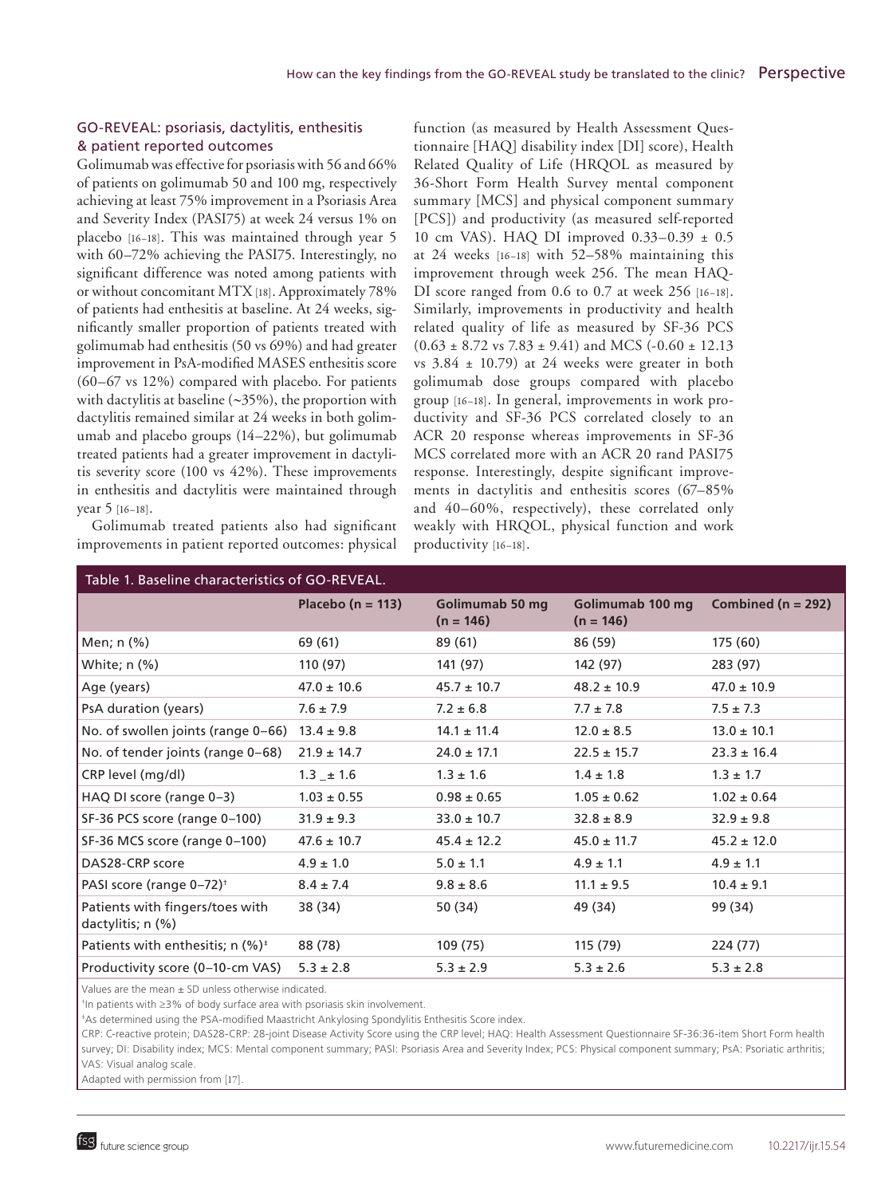## GO-REVEAL: psoriasis, dactylitis, enthesitis & patient reported outcomes

Golimumab was effective for psoriasis with 56 and 66% of patients on golimumab 50 and 100 mg, respectively achieving at least 75% improvement in a Psoriasis Area and Severity Index (PASI75) at week 24 versus 1% on placebo [16–18]. This was maintained through year 5 with 60–72% achieving the PASI75. Interestingly, no significant difference was noted among patients with or without concomitant MTX [18]. Approximately 78% of patients had enthesitis at baseline. At 24 weeks, significantly smaller proportion of patients treated with golimumab had enthesitis (50 vs 69%) and had greater improvement in PsA-modified MASES enthesitis score (60–67 vs 12%) compared with placebo. For patients with dactylitis at baseline (~35%), the proportion with dactylitis remained similar at 24 weeks in both golimumab and placebo groups (14–22%), but golimumab treated patients had a greater improvement in dactylitis severity score (100 vs 42%). These improvements in enthesitis and dactylitis were maintained through year 5 [16–18].

Golimumab treated patients also had significant improvements in patient reported outcomes: physical function (as measured by Health Assessment Questionnaire [HAQ] disability index [DI] score), Health Related Quality of Life (HRQOL as measured by 36-Short Form Health Survey mental component summary [MCS] and physical component summary [PCS]) and productivity (as measured self-reported 10 cm VAS). HAQ DI improved 0.33–0.39 ± 0.5 at 24 weeks [16–18] with 52–58% maintaining this improvement through week 256. The mean HAQ-DI score ranged from 0.6 to 0.7 at week 256 [16–18]. Similarly, improvements in productivity and health related quality of life as measured by SF-36 PCS (0.63 ± 8.72 vs 7.83 ± 9.41) and MCS (-0.60 ± 12.13 vs 3.84 ± 10.79) at 24 weeks were greater in both golimumab dose groups compared with placebo group [16–18]. In general, improvements in work productivity and SF-36 PCS correlated closely to an ACR 20 response whereas improvements in SF-36 MCS correlated more with an ACR 20 rand PASI75 response. Interestingly, despite significant improvements in dactylitis and enthesitis scores (67–85% and 40–60%, respectively), these correlated only weakly with HRQOL, physical function and work productivity [16–18].

**Table 1. Baseline characteristics of GO-REVEAL.**

| | Placebo (n = 113) | Golimumab 50 mg (n = 146) | Golimumab 100 mg (n = 146) | Combined (n = 292) |
|---|---|---|---|---|
| Men; n (%) | 69 (61) | 89 (61) | 86 (59) | 175 (60) |
| White; n (%) | 110 (97) | 141 (97) | 142 (97) | 283 (97) |
| Age (years) | 47.0 ± 10.6 | 45.7 ± 10.7 | 48.2 ± 10.9 | 47.0 ± 10.9 |
| PsA duration (years) | 7.6 ± 7.9 | 7.2 ± 6.8 | 7.7 ± 7.8 | 7.5 ± 7.3 |
| No. of swollen joints (range 0–66) | 13.4 ± 9.8 | 14.1 ± 11.4 | 12.0 ± 8.5 | 13.0 ± 10.1 |
| No. of tender joints (range 0–68) | 21.9 ± 14.7 | 24.0 ± 17.1 | 22.5 ± 15.7 | 23.3 ± 16.4 |
| CRP level (mg/dl) | 1.3 _± 1.6 | 1.3 ± 1.6 | 1.4 ± 1.8 | 1.3 ± 1.7 |
| HAQ DI score (range 0–3) | 1.03 ± 0.55 | 0.98 ± 0.65 | 1.05 ± 0.62 | 1.02 ± 0.64 |
| SF-36 PCS score (range 0–100) | 31.9 ± 9.3 | 33.0 ± 10.7 | 32.8 ± 8.9 | 32.9 ± 9.8 |
| SF-36 MCS score (range 0–100) | 47.6 ± 10.7 | 45.4 ± 12.2 | 45.0 ± 11.7 | 45.2 ± 12.0 |
| DAS28-CRP score | 4.9 ± 1.0 | 5.0 ± 1.1 | 4.9 ± 1.1 | 4.9 ± 1.1 |
| PASI score (range 0–72)[†] | 8.4 ± 7.4 | 9.8 ± 8.6 | 11.1 ± 9.5 | 10.4 ± 9.1 |
| Patients with fingers/toes with dactylitis; n (%) | 38 (34) | 50 (34) | 49 (34) | 99 (34) |
| Patients with enthesitis; n (%)[‡] | 88 (78) | 109 (75) | 115 (79) | 224 (77) |
| Productivity score (0–10-cm VAS) | 5.3 ± 2.8 | 5.3 ± 2.9 | 5.3 ± 2.6 | 5.3 ± 2.8 |

Values are the mean ± SD unless otherwise indicated.

[†]In patients with ≥3% of body surface area with psoriasis skin involvement.

[‡]As determined using the PSA-modified Maastricht Ankylosing Spondylitis Enthesitis Score index.

CRP: C-reactive protein; DAS28-CRP: 28-joint Disease Activity Score using the CRP level; HAQ: Health Assessment Questionnaire SF-36:36-item Short Form health survey; DI: Disability index; MCS: Mental component summary; PASI: Psoriasis Area and Severity Index; PCS: Physical component summary; PsA: Psoriatic arthritis; VAS: Visual analog scale.

Adapted with permission from [17].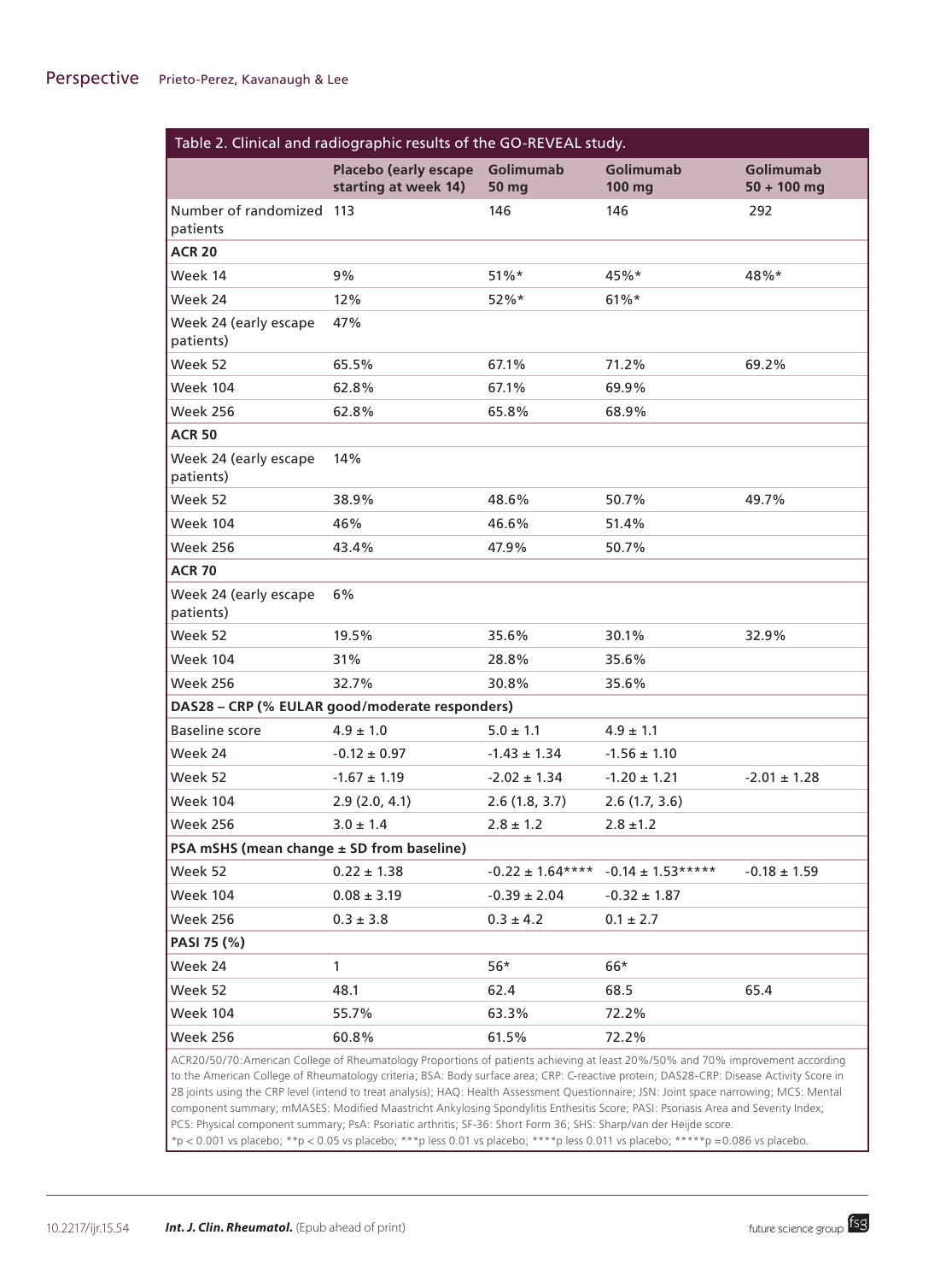Table 2. Clinical and radiographic results of the GO-REVEAL study.

| | Placebo (early escape starting at week 14) | Golimumab 50 mg | Golimumab 100 mg | Golimumab 50 + 100 mg |
|---|---|---|---|---|
| Number of randomized patients | 113 | 146 | 146 | 292 |
| **ACR 20** | | | | |
| Week 14 | 9% | 51%* | 45%* | 48%* |
| Week 24 | 12% | 52%* | 61%* | |
| Week 24 (early escape patients) | 47% | | | |
| Week 52 | 65.5% | 67.1% | 71.2% | 69.2% |
| Week 104 | 62.8% | 67.1% | 69.9% | |
| Week 256 | 62.8% | 65.8% | 68.9% | |
| **ACR 50** | | | | |
| Week 24 (early escape patients) | 14% | | | |
| Week 52 | 38.9% | 48.6% | 50.7% | 49.7% |
| Week 104 | 46% | 46.6% | 51.4% | |
| Week 256 | 43.4% | 47.9% | 50.7% | |
| **ACR 70** | | | | |
| Week 24 (early escape patients) | 6% | | | |
| Week 52 | 19.5% | 35.6% | 30.1% | 32.9% |
| Week 104 | 31% | 28.8% | 35.6% | |
| Week 256 | 32.7% | 30.8% | 35.6% | |
| **DAS28 – CRP (% EULAR good/moderate responders)** | | | | |
| Baseline score | 4.9 ± 1.0 | 5.0 ± 1.1 | 4.9 ± 1.1 | |
| Week 24 | -0.12 ± 0.97 | -1.43 ± 1.34 | -1.56 ± 1.10 | |
| Week 52 | -1.67 ± 1.19 | -2.02 ± 1.34 | -1.20 ± 1.21 | -2.01 ± 1.28 |
| Week 104 | 2.9 (2.0, 4.1) | 2.6 (1.8, 3.7) | 2.6 (1.7, 3.6) | |
| Week 256 | 3.0 ± 1.4 | 2.8 ± 1.2 | 2.8 ±1.2 | |
| **PSA mSHS (mean change ± SD from baseline)** | | | | |
| Week 52 | 0.22 ± 1.38 | -0.22 ± 1.64**** | -0.14 ± 1.53***** | -0.18 ± 1.59 |
| Week 104 | 0.08 ± 3.19 | -0.39 ± 2.04 | -0.32 ± 1.87 | |
| Week 256 | 0.3 ± 3.8 | 0.3 ± 4.2 | 0.1 ± 2.7 | |
| **PASI 75 (%)** | | | | |
| Week 24 | 1 | 56* | 66* | |
| Week 52 | 48.1 | 62.4 | 68.5 | 65.4 |
| Week 104 | 55.7% | 63.3% | 72.2% | |
| Week 256 | 60.8% | 61.5% | 72.2% | |

ACR20/50/70:American College of Rheumatology Proportions of patients achieving at least 20%/50% and 70% improvement according to the American College of Rheumatology criteria; BSA: Body surface area; CRP: C-reactive protein; DAS28-CRP: Disease Activity Score in 28 joints using the CRP level (intend to treat analysis); HAQ: Health Assessment Questionnaire; JSN: Joint space narrowing; MCS: Mental component summary; mMASES: Modified Maastricht Ankylosing Spondylitis Enthesitis Score; PASI: Psoriasis Area and Severity Index; PCS: Physical component summary; PsA: Psoriatic arthritis; SF-36: Short Form 36; SHS: Sharp/van der Heijde score.
*p < 0.001 vs placebo; **p < 0.05 vs placebo; ***p less 0.01 vs placebo; ****p less 0.011 vs placebo; *****p =0.086 vs placebo.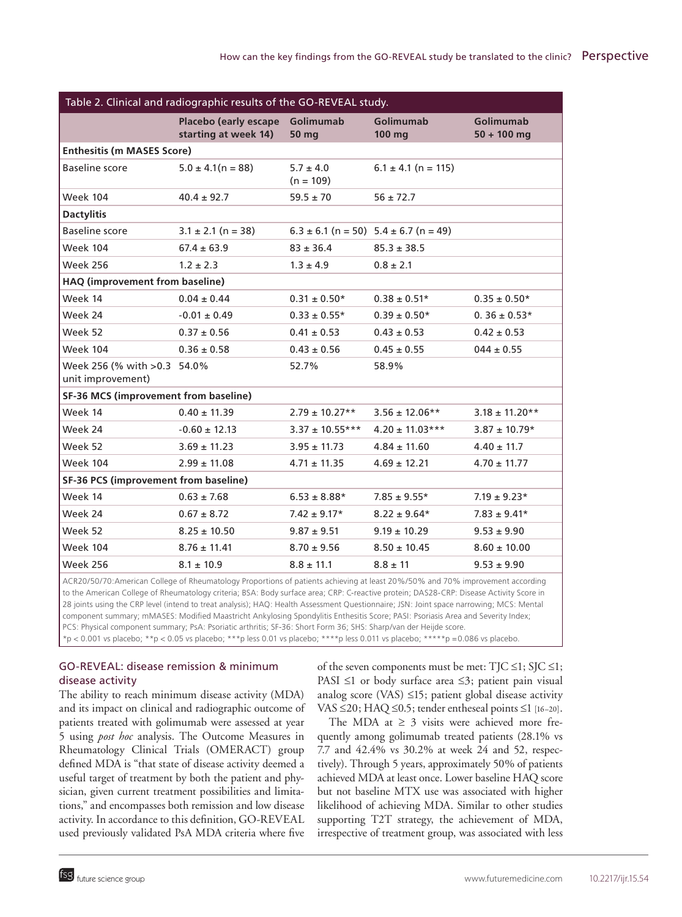Table 2. Clinical and radiographic results of the GO-REVEAL study.

| | Placebo (early escape starting at week 14) | Golimumab 50 mg | Golimumab 100 mg | Golimumab 50 + 100 mg |
|---|---|---|---|---|
| **Enthesitis (m MASES Score)** | | | | |
| Baseline score | 5.0 ± 4.1(n = 88) | 5.7 ± 4.0 (n = 109) | 6.1 ± 4.1 (n = 115) | |
| Week 104 | 40.4 ± 92.7 | 59.5 ± 70 | 56 ± 72.7 | |
| **Dactylitis** | | | | |
| Baseline score | 3.1 ± 2.1 (n = 38) | 6.3 ± 6.1 (n = 50) | 5.4 ± 6.7 (n = 49) | |
| Week 104 | 67.4 ± 63.9 | 83 ± 36.4 | 85.3 ± 38.5 | |
| Week 256 | 1.2 ± 2.3 | 1.3 ± 4.9 | 0.8 ± 2.1 | |
| **HAQ (improvement from baseline)** | | | | |
| Week 14 | 0.04 ± 0.44 | 0.31 ± 0.50* | 0.38 ± 0.51* | 0.35 ± 0.50* |
| Week 24 | -0.01 ± 0.49 | 0.33 ± 0.55* | 0.39 ± 0.50* | 0. 36 ± 0.53* |
| Week 52 | 0.37 ± 0.56 | 0.41 ± 0.53 | 0.43 ± 0.53 | 0.42 ± 0.53 |
| Week 104 | 0.36 ± 0.58 | 0.43 ± 0.56 | 0.45 ± 0.55 | 044 ± 0.55 |
| Week 256 (% with >0.3 unit improvement) | 54.0% | 52.7% | 58.9% | |
| **SF-36 MCS (improvement from baseline)** | | | | |
| Week 14 | 0.40 ± 11.39 | 2.79 ± 10.27** | 3.56 ± 12.06** | 3.18 ± 11.20** |
| Week 24 | -0.60 ± 12.13 | 3.37 ± 10.55*** | 4.20 ± 11.03*** | 3.87 ± 10.79* |
| Week 52 | 3.69 ± 11.23 | 3.95 ± 11.73 | 4.84 ± 11.60 | 4.40 ± 11.7 |
| Week 104 | 2.99 ± 11.08 | 4.71 ± 11.35 | 4.69 ± 12.21 | 4.70 ± 11.77 |
| **SF-36 PCS (improvement from baseline)** | | | | |
| Week 14 | 0.63 ± 7.68 | 6.53 ± 8.88* | 7.85 ± 9.55* | 7.19 ± 9.23* |
| Week 24 | 0.67 ± 8.72 | 7.42 ± 9.17* | 8.22 ± 9.64* | 7.83 ± 9.41* |
| Week 52 | 8.25 ± 10.50 | 9.87 ± 9.51 | 9.19 ± 10.29 | 9.53 ± 9.90 |
| Week 104 | 8.76 ± 11.41 | 8.70 ± 9.56 | 8.50 ± 10.45 | 8.60 ± 10.00 |
| Week 256 | 8.1 ± 10.9 | 8.8 ± 11.1 | 8.8 ± 11 | 9.53 ± 9.90 |

ACR20/50/70:American College of Rheumatology Proportions of patients achieving at least 20%/50% and 70% improvement according to the American College of Rheumatology criteria; BSA: Body surface area; CRP: C-reactive protein; DAS28-CRP: Disease Activity Score in 28 joints using the CRP level (intend to treat analysis); HAQ: Health Assessment Questionnaire; JSN: Joint space narrowing; MCS: Mental component summary; mMASES: Modified Maastricht Ankylosing Spondylitis Enthesitis Score; PASI: Psoriasis Area and Severity Index; PCS: Physical component summary; PsA: Psoriatic arthritis; SF-36: Short Form 36; SHS: Sharp/van der Heijde score.
*p < 0.001 vs placebo; **p < 0.05 vs placebo; ***p less 0.01 vs placebo; ****p less 0.011 vs placebo; *****p =0.086 vs placebo.

## GO-REVEAL: disease remission & minimum disease activity

The ability to reach minimum disease activity (MDA) and its impact on clinical and radiographic outcome of patients treated with golimumab were assessed at year 5 using *post hoc* analysis. The Outcome Measures in Rheumatology Clinical Trials (OMERACT) group defined MDA is "that state of disease activity deemed a useful target of treatment by both the patient and physician, given current treatment possibilities and limitations," and encompasses both remission and low disease activity. In accordance to this definition, GO-REVEAL used previously validated PsA MDA criteria where five of the seven components must be met: TJC ≤1; SJC ≤1; PASI ≤1 or body surface area ≤3; patient pain visual analog score (VAS) ≤15; patient global disease activity VAS ≤20; HAQ ≤0.5; tender entheseal points ≤1 [16–20].

The MDA at ≥ 3 visits were achieved more frequently among golimumab treated patients (28.1% vs 7.7 and 42.4% vs 30.2% at week 24 and 52, respectively). Through 5 years, approximately 50% of patients achieved MDA at least once. Lower baseline HAQ score but not baseline MTX use was associated with higher likelihood of achieving MDA. Similar to other studies supporting T2T strategy, the achievement of MDA, irrespective of treatment group, was associated with less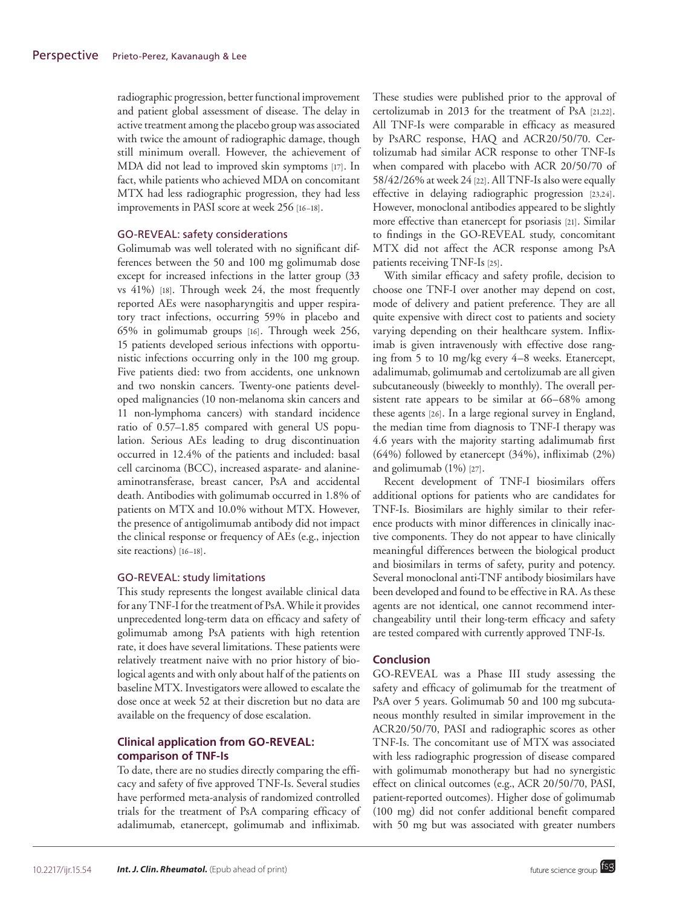radiographic progression, better functional improvement and patient global assessment of disease. The delay in active treatment among the placebo group was associated with twice the amount of radiographic damage, though still minimum overall. However, the achievement of MDA did not lead to improved skin symptoms [17]. In fact, while patients who achieved MDA on concomitant MTX had less radiographic progression, they had less improvements in PASI score at week 256 [16–18].

### GO-REVEAL: safety considerations

Golimumab was well tolerated with no significant differences between the 50 and 100 mg golimumab dose except for increased infections in the latter group (33 vs 41%) [18]. Through week 24, the most frequently reported AEs were nasopharyngitis and upper respiratory tract infections, occurring 59% in placebo and 65% in golimumab groups [16]. Through week 256, 15 patients developed serious infections with opportunistic infections occurring only in the 100 mg group. Five patients died: two from accidents, one unknown and two nonskin cancers. Twenty-one patients developed malignancies (10 non-melanoma skin cancers and 11 non-lymphoma cancers) with standard incidence ratio of 0.57–1.85 compared with general US population. Serious AEs leading to drug discontinuation occurred in 12.4% of the patients and included: basal cell carcinoma (BCC), increased asparate- and alanine-aminotransferase, breast cancer, PsA and accidental death. Antibodies with golimumab occurred in 1.8% of patients on MTX and 10.0% without MTX. However, the presence of antigolimumab antibody did not impact the clinical response or frequency of AEs (e.g., injection site reactions) [16–18].

### GO-REVEAL: study limitations

This study represents the longest available clinical data for any TNF-I for the treatment of PsA. While it provides unprecedented long-term data on efficacy and safety of golimumab among PsA patients with high retention rate, it does have several limitations. These patients were relatively treatment naive with no prior history of biological agents and with only about half of the patients on baseline MTX. Investigators were allowed to escalate the dose once at week 52 at their discretion but no data are available on the frequency of dose escalation.

## Clinical application from GO-REVEAL: comparison of TNF-Is

To date, there are no studies directly comparing the efficacy and safety of five approved TNF-Is. Several studies have performed meta-analysis of randomized controlled trials for the treatment of PsA comparing efficacy of adalimumab, etanercept, golimumab and infliximab. These studies were published prior to the approval of certolizumab in 2013 for the treatment of PsA [21,22]. All TNF-Is were comparable in efficacy as measured by PsARC response, HAQ and ACR20/50/70. Certolizumab had similar ACR response to other TNF-Is when compared with placebo with ACR 20/50/70 of 58/42/26% at week 24 [22]. All TNF-Is also were equally effective in delaying radiographic progression [23,24]. However, monoclonal antibodies appeared to be slightly more effective than etanercept for psoriasis [21]. Similar to findings in the GO-REVEAL study, concomitant MTX did not affect the ACR response among PsA patients receiving TNF-Is [25].

With similar efficacy and safety profile, decision to choose one TNF-I over another may depend on cost, mode of delivery and patient preference. They are all quite expensive with direct cost to patients and society varying depending on their healthcare system. Infliximab is given intravenously with effective dose ranging from 5 to 10 mg/kg every 4–8 weeks. Etanercept, adalimumab, golimumab and certolizumab are all given subcutaneously (biweekly to monthly). The overall persistent rate appears to be similar at 66–68% among these agents [26]. In a large regional survey in England, the median time from diagnosis to TNF-I therapy was 4.6 years with the majority starting adalimumab first (64%) followed by etanercept (34%), infliximab (2%) and golimumab (1%) [27].

Recent development of TNF-I biosimilars offers additional options for patients who are candidates for TNF-Is. Biosimilars are highly similar to their reference products with minor differences in clinically inactive components. They do not appear to have clinically meaningful differences between the biological product and biosimilars in terms of safety, purity and potency. Several monoclonal anti-TNF antibody biosimilars have been developed and found to be effective in RA. As these agents are not identical, one cannot recommend interchangeability until their long-term efficacy and safety are tested compared with currently approved TNF-Is.

## Conclusion

GO-REVEAL was a Phase III study assessing the safety and efficacy of golimumab for the treatment of PsA over 5 years. Golimumab 50 and 100 mg subcutaneous monthly resulted in similar improvement in the ACR20/50/70, PASI and radiographic scores as other TNF-Is. The concomitant use of MTX was associated with less radiographic progression of disease compared with golimumab monotherapy but had no synergistic effect on clinical outcomes (e.g., ACR 20/50/70, PASI, patient-reported outcomes). Higher dose of golimumab (100 mg) did not confer additional benefit compared with 50 mg but was associated with greater numbers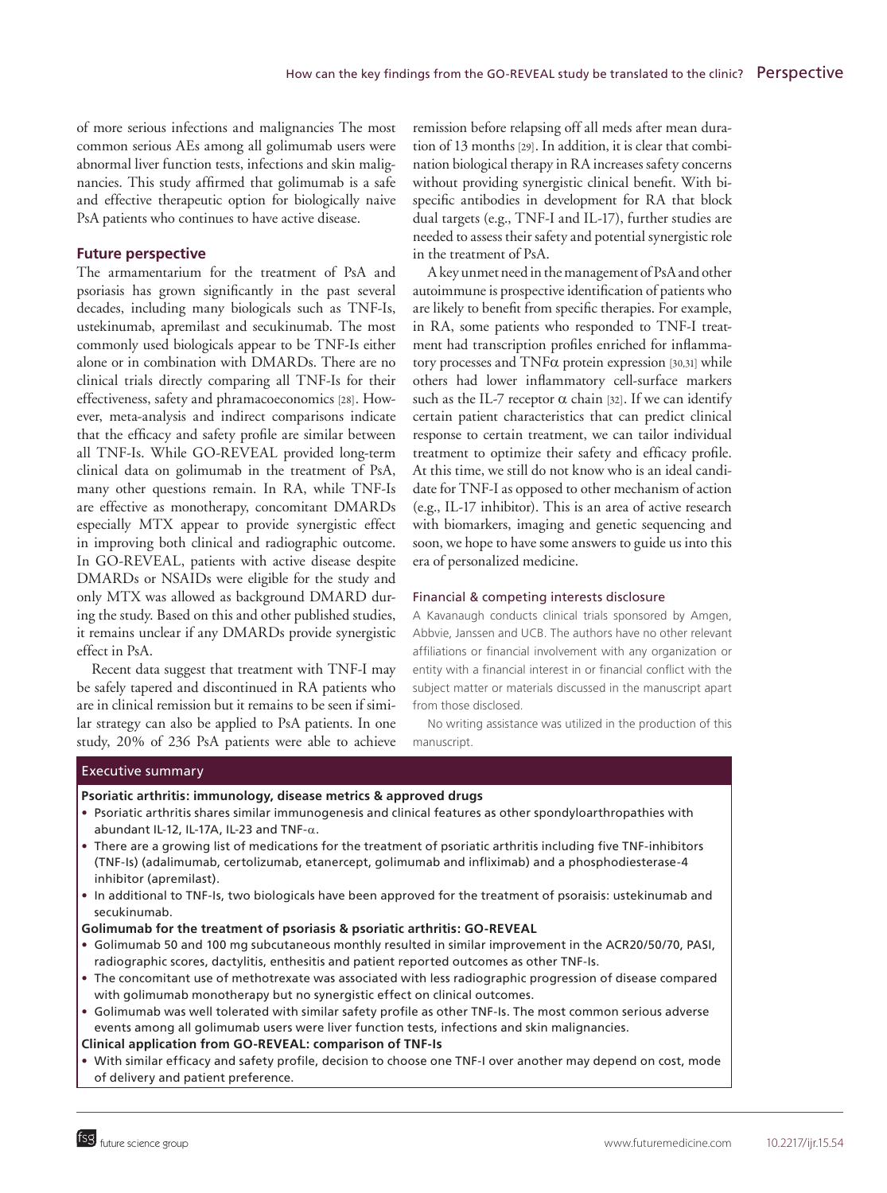of more serious infections and malignancies The most common serious AEs among all golimumab users were abnormal liver function tests, infections and skin malignancies. This study affirmed that golimumab is a safe and effective therapeutic option for biologically naive PsA patients who continues to have active disease.

## Future perspective

The armamentarium for the treatment of PsA and psoriasis has grown significantly in the past several decades, including many biologicals such as TNF-Is, ustekinumab, apremilast and secukinumab. The most commonly used biologicals appear to be TNF-Is either alone or in combination with DMARDs. There are no clinical trials directly comparing all TNF-Is for their effectiveness, safety and phramacoeconomics [28]. However, meta-analysis and indirect comparisons indicate that the efficacy and safety profile are similar between all TNF-Is. While GO-REVEAL provided long-term clinical data on golimumab in the treatment of PsA, many other questions remain. In RA, while TNF-Is are effective as monotherapy, concomitant DMARDs especially MTX appear to provide synergistic effect in improving both clinical and radiographic outcome. In GO-REVEAL, patients with active disease despite DMARDs or NSAIDs were eligible for the study and only MTX was allowed as background DMARD during the study. Based on this and other published studies, it remains unclear if any DMARDs provide synergistic effect in PsA.

Recent data suggest that treatment with TNF-I may be safely tapered and discontinued in RA patients who are in clinical remission but it remains to be seen if similar strategy can also be applied to PsA patients. In one study, 20% of 236 PsA patients were able to achieve remission before relapsing off all meds after mean duration of 13 months [29]. In addition, it is clear that combination biological therapy in RA increases safety concerns without providing synergistic clinical benefit. With bispecific antibodies in development for RA that block dual targets (e.g., TNF-I and IL-17), further studies are needed to assess their safety and potential synergistic role in the treatment of PsA.

A key unmet need in the management of PsA and other autoimmune is prospective identification of patients who are likely to benefit from specific therapies. For example, in RA, some patients who responded to TNF-I treatment had transcription profiles enriched for inflammatory processes and TNFα protein expression [30,31] while others had lower inflammatory cell-surface markers such as the IL-7 receptor α chain [32]. If we can identify certain patient characteristics that can predict clinical response to certain treatment, we can tailor individual treatment to optimize their safety and efficacy profile. At this time, we still do not know who is an ideal candidate for TNF-I as opposed to other mechanism of action (e.g., IL-17 inhibitor). This is an area of active research with biomarkers, imaging and genetic sequencing and soon, we hope to have some answers to guide us into this era of personalized medicine.

### Financial & competing interests disclosure

A Kavanaugh conducts clinical trials sponsored by Amgen, Abbvie, Janssen and UCB. The authors have no other relevant affiliations or financial involvement with any organization or entity with a financial interest in or financial conflict with the subject matter or materials discussed in the manuscript apart from those disclosed.

No writing assistance was utilized in the production of this manuscript.

## Executive summary

**Psoriatic arthritis: immunology, disease metrics & approved drugs**

- Psoriatic arthritis shares similar immunogenesis and clinical features as other spondyloarthropathies with abundant IL-12, IL-17A, IL-23 and TNF-α.
- There are a growing list of medications for the treatment of psoriatic arthritis including five TNF-inhibitors (TNF-Is) (adalimumab, certolizumab, etanercept, golimumab and infliximab) and a phosphodiesterase-4 inhibitor (apremilast).
- In additional to TNF-Is, two biologicals have been approved for the treatment of psoraisis: ustekinumab and secukinumab.

**Golimumab for the treatment of psoriasis & psoriatic arthritis: GO-REVEAL**

- Golimumab 50 and 100 mg subcutaneous monthly resulted in similar improvement in the ACR20/50/70, PASI, radiographic scores, dactylitis, enthesitis and patient reported outcomes as other TNF-Is.
- The concomitant use of methotrexate was associated with less radiographic progression of disease compared with golimumab monotherapy but no synergistic effect on clinical outcomes.
- Golimumab was well tolerated with similar safety profile as other TNF-Is. The most common serious adverse events among all golimumab users were liver function tests, infections and skin malignancies.

**Clinical application from GO-REVEAL: comparison of TNF-Is**

- With similar efficacy and safety profile, decision to choose one TNF-I over another may depend on cost, mode of delivery and patient preference.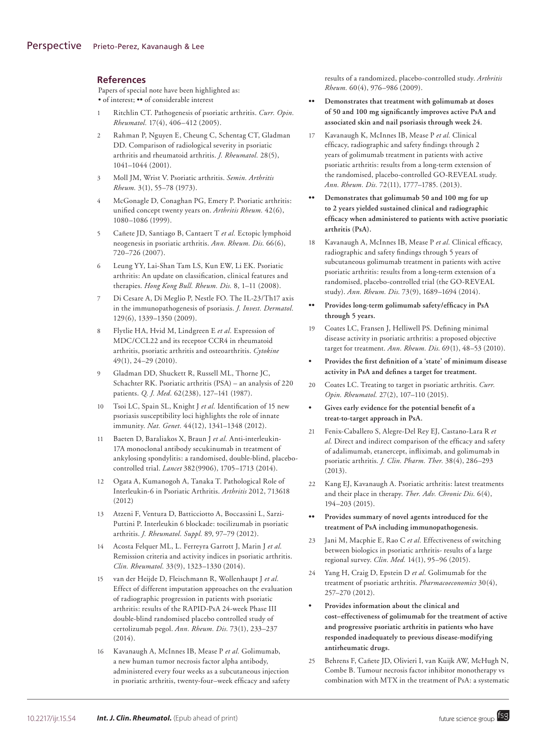## References

Papers of special note have been highlighted as:
• of interest; •• of considerable interest

1. Ritchlin CT. Pathogenesis of psoriatic arthritis. *Curr. Opin. Rheumatol.* 17(4), 406–412 (2005).
2. Rahman P, Nguyen E, Cheung C, Schentag CT, Gladman DD. Comparison of radiological severity in psoriatic arthritis and rheumatoid arthritis. *J. Rheumatol.* 28(5), 1041–1044 (2001).
3. Moll JM, Wrist V. Psoriatic arthritis. *Semin. Arthritis Rheum.* 3(1), 55–78 (1973).
4. McGonagle D, Conaghan PG, Emery P. Psoriatic arthritis: unified concept twenty years on. *Arthritis Rheum.* 42(6), 1080–1086 (1999).
5. Cañete JD, Santiago B, Cantaert T *et al.* Ectopic lymphoid neogenesis in psoriatic arthritis. *Ann. Rheum. Dis.* 66(6), 720–726 (2007).
6. Leung YY, Lai-Shan Tam LS, Kun EW, Li EK. Psoriatic arthritis: An update on classification, clinical features and therapies. *Hong Kong Bull. Rheum. Dis.* 8, 1–11 (2008).
7. Di Cesare A, Di Meglio P, Nestle FO. The IL-23/Th17 axis in the immunopathogenesis of psoriasis. *J. Invest. Dermatol.* 129(6), 1339–1350 (2009).
8. Flytlie HA, Hvid M, Lindgreen E *et al.* Expression of MDC/CCL22 and its receptor CCR4 in rheumatoid arthritis, psoriatic arthritis and osteoarthritis. *Cytokine* 49(1), 24–29 (2010).
9. Gladman DD, Shuckett R, Russell ML, Thorne JC, Schachter RK. Psoriatic arthritis (PSA) – an analysis of 220 patients. *Q. J. Med.* 62(238), 127–141 (1987).
10. Tsoi LC, Spain SL, Knight J *et al.* Identification of 15 new psoriasis susceptibility loci highlights the role of innate immunity. *Nat. Genet.* 44(12), 1341–1348 (2012).
11. Baeten D, Baraliakos X, Braun J *et al.* Anti-interleukin-17A monoclonal antibody secukinumab in treatment of ankylosing spondylitis: a randomised, double-blind, placebo-controlled trial. *Lancet* 382(9906), 1705–1713 (2014).
12. Ogata A, Kumanogoh A, Tanaka T. Pathological Role of Interleukin-6 in Psoriatic Arthritis. *Arthritis* 2012, 713618 (2012)
13. Atzeni F, Ventura D, Batticciotto A, Boccassini L, Sarzi-Puttini P. Interleukin 6 blockade: tocilizumab in psoriatic arthritis. *J. Rheumatol. Suppl.* 89, 97–79 (2012).
14. Acosta Felquer ML, L. Ferreyra Garrott J, Marin J *et al.* Remission criteria and activity indices in psoriatic arthritis. *Clin. Rheumatol.* 33(9), 1323–1330 (2014).
15. van der Heijde D, Fleischmann R, Wollenhaupt J *et al.* Effect of different imputation approaches on the evaluation of radiographic progression in patients with psoriatic arthritis: results of the RAPID-PsA 24-week Phase III double-blind randomised placebo controlled study of certolizumab pegol. *Ann. Rheum. Dis.* 73(1), 233–237 (2014).
16. Kavanaugh A, McInnes IB, Mease P *et al.* Golimumab, a new human tumor necrosis factor alpha antibody, administered every four weeks as a subcutaneous injection in psoriatic arthritis, twenty-four–week efficacy and safety results of a randomized, placebo-controlled study. *Arthritis Rheum.* 60(4), 976–986 (2009).
    - •• **Demonstrates that treatment with golimumab at doses of 50 and 100 mg significantly improves active PsA and associated skin and nail psoriasis through week 24.**
17. Kavanaugh K, McInnes IB, Mease P *et al.* Clinical efficacy, radiographic and safety findings through 2 years of golimumab treatment in patients with active psoriatic arthritis: results from a long-term extension of the randomised, placebo-controlled GO-REVEAL study. *Ann. Rheum. Dis.* 72(11), 1777–1785. (2013).
    - •• **Demonstrates that golimumab 50 and 100 mg for up to 2 years yielded sustained clinical and radiographic efficacy when administered to patients with active psoriatic arthritis (PsA).**
18. Kavanaugh A, McInnes IB, Mease P *et al.* Clinical efficacy, radiographic and safety findings through 5 years of subcutaneous golimumab treatment in patients with active psoriatic arthritis: results from a long-term extension of a randomised, placebo-controlled trial (the GO-REVEAL study). *Ann. Rheum. Dis.* 73(9), 1689–1694 (2014).
    - •• **Provides long-term golimumab safety/efficacy in PsA through 5 years.**
19. Coates LC, Fransen J, Helliwell PS. Defining minimal disease activity in psoriatic arthritis: a proposed objective target for treatment. *Ann. Rheum. Dis.* 69(1), 48–53 (2010).
    - • **Provides the first definition of a 'state' of minimum disease activity in PsA and defines a target for treatment.**
20. Coates LC. Treating to target in psoriatic arthritis. *Curr. Opin. Rheumatol.* 27(2), 107–110 (2015).
    - • **Gives early evidence for the potential benefit of a treat-to-target approach in PsA.**
21. Fenix-Caballero S, Alegre-Del Rey EJ, Castano-Lara R *et al.* Direct and indirect comparison of the efficacy and safety of adalimumab, etanercept, infliximab, and golimumab in psoriatic arthritis. *J. Clin. Pharm. Ther.* 38(4), 286–293 (2013).
22. Kang EJ, Kavanaugh A. Psoriatic arthritis: latest treatments and their place in therapy. *Ther. Adv. Chronic Dis.* 6(4), 194–203 (2015).
    - •• **Provides summary of novel agents introduced for the treatment of PsA including immunopathogenesis.**
23. Jani M, Macphie E, Rao C *et al.* Effectiveness of switching between biologics in psoriatic arthritis- results of a large regional survey. *Clin. Med.* 14(1), 95–96 (2015).
24. Yang H, Craig D, Epstein D *et al.* Golimumab for the treatment of psoriatic arthritis. *Pharmacoeconomics* 30(4), 257–270 (2012).
    - • **Provides information about the clinical and cost–effectiveness of golimumab for the treatment of active and progressive psoriatic arthritis in patients who have responded inadequately to previous disease-modifying antirheumatic drugs.**
25. Behrens F, Cañete JD, Olivieri I, van Kuijk AW, McHugh N, Combe B. Tumour necrosis factor inhibitor monotherapy vs combination with MTX in the treatment of PsA: a systematic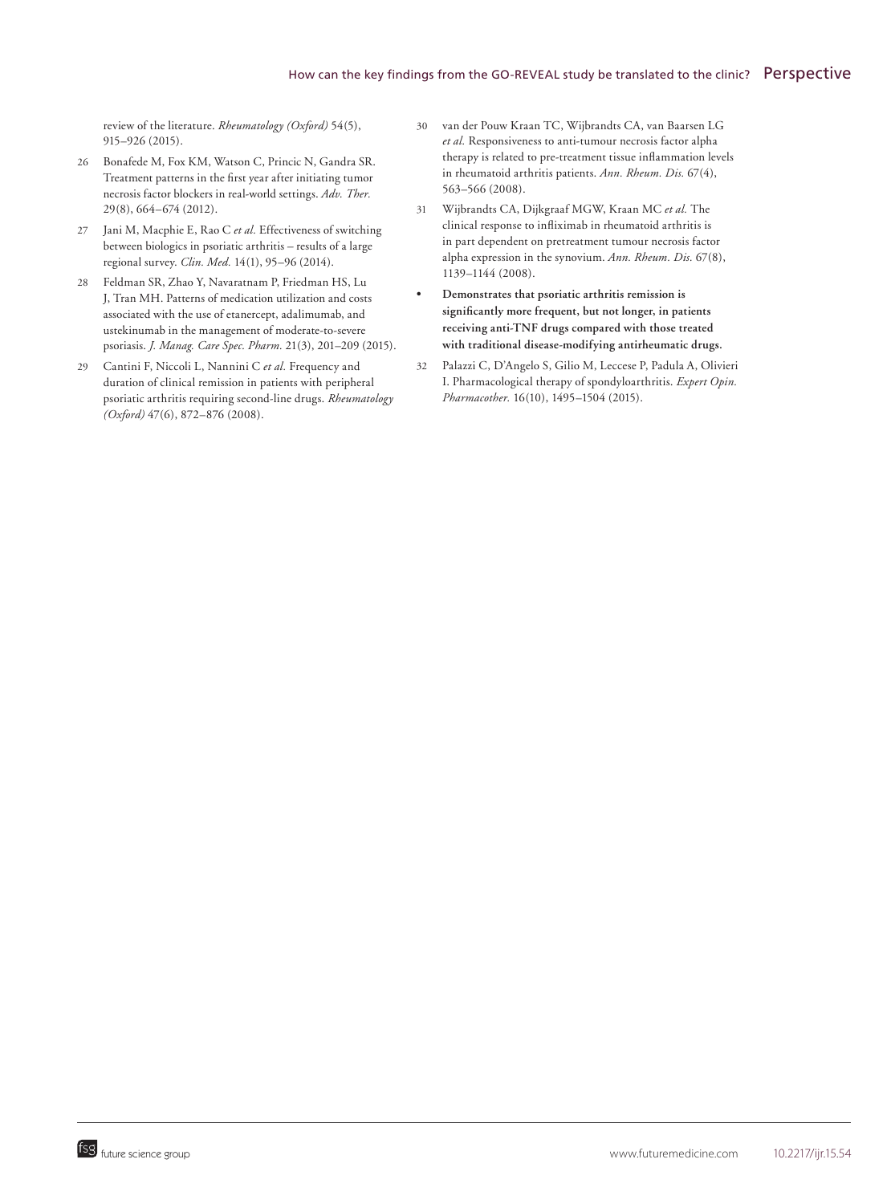review of the literature. *Rheumatology (Oxford)* 54(5), 915–926 (2015).

26 Bonafede M, Fox KM, Watson C, Princic N, Gandra SR. Treatment patterns in the first year after initiating tumor necrosis factor blockers in real-world settings. *Adv. Ther.* 29(8), 664–674 (2012).

27 Jani M, Macphie E, Rao C *et al.* Effectiveness of switching between biologics in psoriatic arthritis – results of a large regional survey. *Clin. Med.* 14(1), 95–96 (2014).

28 Feldman SR, Zhao Y, Navaratnam P, Friedman HS, Lu J, Tran MH. Patterns of medication utilization and costs associated with the use of etanercept, adalimumab, and ustekinumab in the management of moderate-to-severe psoriasis. *J. Manag. Care Spec. Pharm.* 21(3), 201–209 (2015).

29 Cantini F, Niccoli L, Nannini C *et al.* Frequency and duration of clinical remission in patients with peripheral psoriatic arthritis requiring second-line drugs. *Rheumatology (Oxford)* 47(6), 872–876 (2008).

30 van der Pouw Kraan TC, Wijbrandts CA, van Baarsen LG *et al.* Responsiveness to anti-tumour necrosis factor alpha therapy is related to pre-treatment tissue inflammation levels in rheumatoid arthritis patients. *Ann. Rheum. Dis.* 67(4), 563–566 (2008).

31 Wijbrandts CA, Dijkgraaf MGW, Kraan MC *et al.* The clinical response to infliximab in rheumatoid arthritis is in part dependent on pretreatment tumour necrosis factor alpha expression in the synovium. *Ann. Rheum. Dis.* 67(8), 1139–1144 (2008).

- **Demonstrates that psoriatic arthritis remission is significantly more frequent, but not longer, in patients receiving anti-TNF drugs compared with those treated with traditional disease-modifying antirheumatic drugs.**

32 Palazzi C, D'Angelo S, Gilio M, Leccese P, Padula A, Olivieri I. Pharmacological therapy of spondyloarthritis. *Expert Opin. Pharmacother.* 16(10), 1495–1504 (2015).